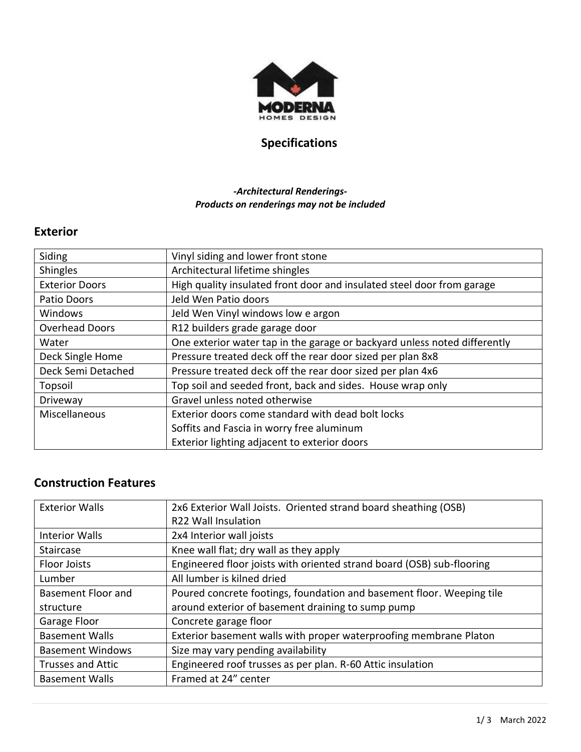MODERNA
HOMES DESIGN

# Specifications

***-Architectural Renderings-***
***Products on renderings may not be included***

## Exterior

| Siding | Vinyl siding and lower front stone |
|---|---|
| Shingles | Architectural lifetime shingles |
| Exterior Doors | High quality insulated front door and insulated steel door from garage |
| Patio Doors | Jeld Wen Patio doors |
| Windows | Jeld Wen Vinyl windows low e argon |
| Overhead Doors | R12 builders grade garage door |
| Water | One exterior water tap in the garage or backyard unless noted differently |
| Deck Single Home | Pressure treated deck off the rear door sized per plan 8x8 |
| Deck Semi Detached | Pressure treated deck off the rear door sized per plan 4x6 |
| Topsoil | Top soil and seeded front, back and sides. House wrap only |
| Driveway | Gravel unless noted otherwise |
| Miscellaneous | Exterior doors come standard with dead bolt locks<br>Soffits and Fascia in worry free aluminum<br>Exterior lighting adjacent to exterior doors |

## Construction Features

| Exterior Walls | 2x6 Exterior Wall Joists. Oriented strand board sheathing (OSB)<br>R22 Wall Insulation |
|---|---|
| Interior Walls | 2x4 Interior wall joists |
| Staircase | Knee wall flat; dry wall as they apply |
| Floor Joists | Engineered floor joists with oriented strand board (OSB) sub-flooring |
| Lumber | All lumber is kilned dried |
| Basement Floor and structure | Poured concrete footings, foundation and basement floor. Weeping tile around exterior of basement draining to sump pump |
| Garage Floor | Concrete garage floor |
| Basement Walls | Exterior basement walls with proper waterproofing membrane Platon |
| Basement Windows | Size may vary pending availability |
| Trusses and Attic | Engineered roof trusses as per plan. R-60 Attic insulation |
| Basement Walls | Framed at 24” center |

March 2022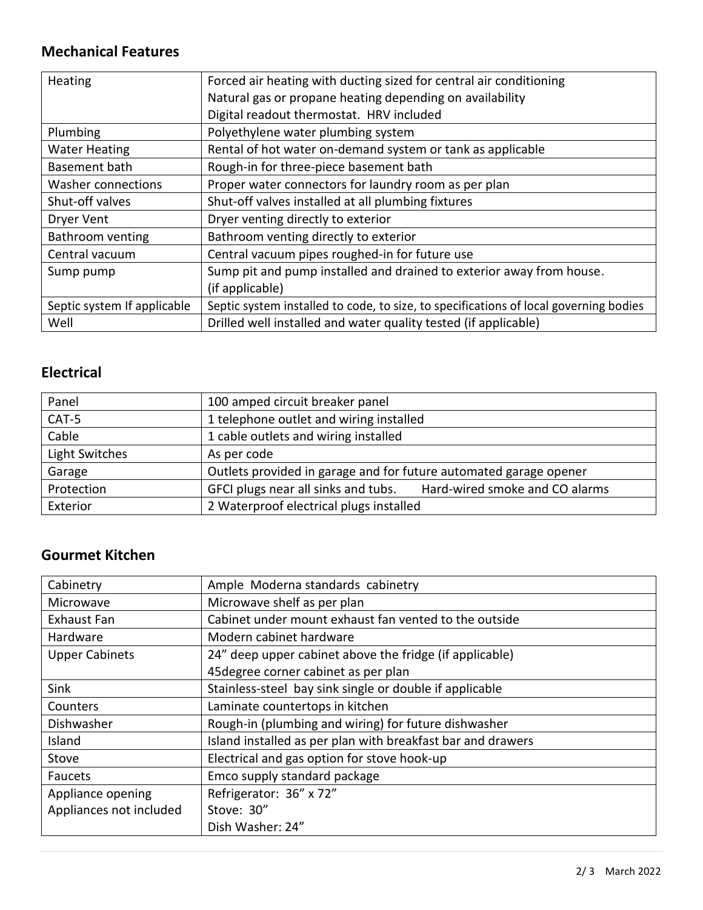## Mechanical Features

| Heating | Forced air heating with ducting sized for central air conditioning<br>Natural gas or propane heating depending on availability<br>Digital readout thermostat. HRV included |
|---|---|
| Plumbing | Polyethylene water plumbing system |
| Water Heating | Rental of hot water on-demand system or tank as applicable |
| Basement bath | Rough-in for three-piece basement bath |
| Washer connections | Proper water connectors for laundry room as per plan |
| Shut-off valves | Shut-off valves installed at all plumbing fixtures |
| Dryer Vent | Dryer venting directly to exterior |
| Bathroom venting | Bathroom venting directly to exterior |
| Central vacuum | Central vacuum pipes roughed-in for future use |
| Sump pump | Sump pit and pump installed and drained to exterior away from house.<br>(if applicable) |
| Septic system If applicable | Septic system installed to code, to size, to specifications of local governing bodies |
| Well | Drilled well installed and water quality tested (if applicable) |

## Electrical

| Panel | 100 amped circuit breaker panel |
|---|---|
| CAT-5 | 1 telephone outlet and wiring installed |
| Cable | 1 cable outlets and wiring installed |
| Light Switches | As per code |
| Garage | Outlets provided in garage and for future automated garage opener |
| Protection | GFCI plugs near all sinks and tubs. Hard-wired smoke and CO alarms |
| Exterior | 2 Waterproof electrical plugs installed |

## Gourmet Kitchen

| Cabinetry | Ample Moderna standards cabinetry |
|---|---|
| Microwave | Microwave shelf as per plan |
| Exhaust Fan | Cabinet under mount exhaust fan vented to the outside |
| Hardware | Modern cabinet hardware |
| Upper Cabinets | 24" deep upper cabinet above the fridge (if applicable)<br>45degree corner cabinet as per plan |
| Sink | Stainless-steel bay sink single or double if applicable |
| Counters | Laminate countertops in kitchen |
| Dishwasher | Rough-in (plumbing and wiring) for future dishwasher |
| Island | Island installed as per plan with breakfast bar and drawers |
| Stove | Electrical and gas option for stove hook-up |
| Faucets | Emco supply standard package |
| Appliance opening<br>Appliances not included | Refrigerator: 36" x 72"<br>Stove: 30"<br>Dish Washer: 24" |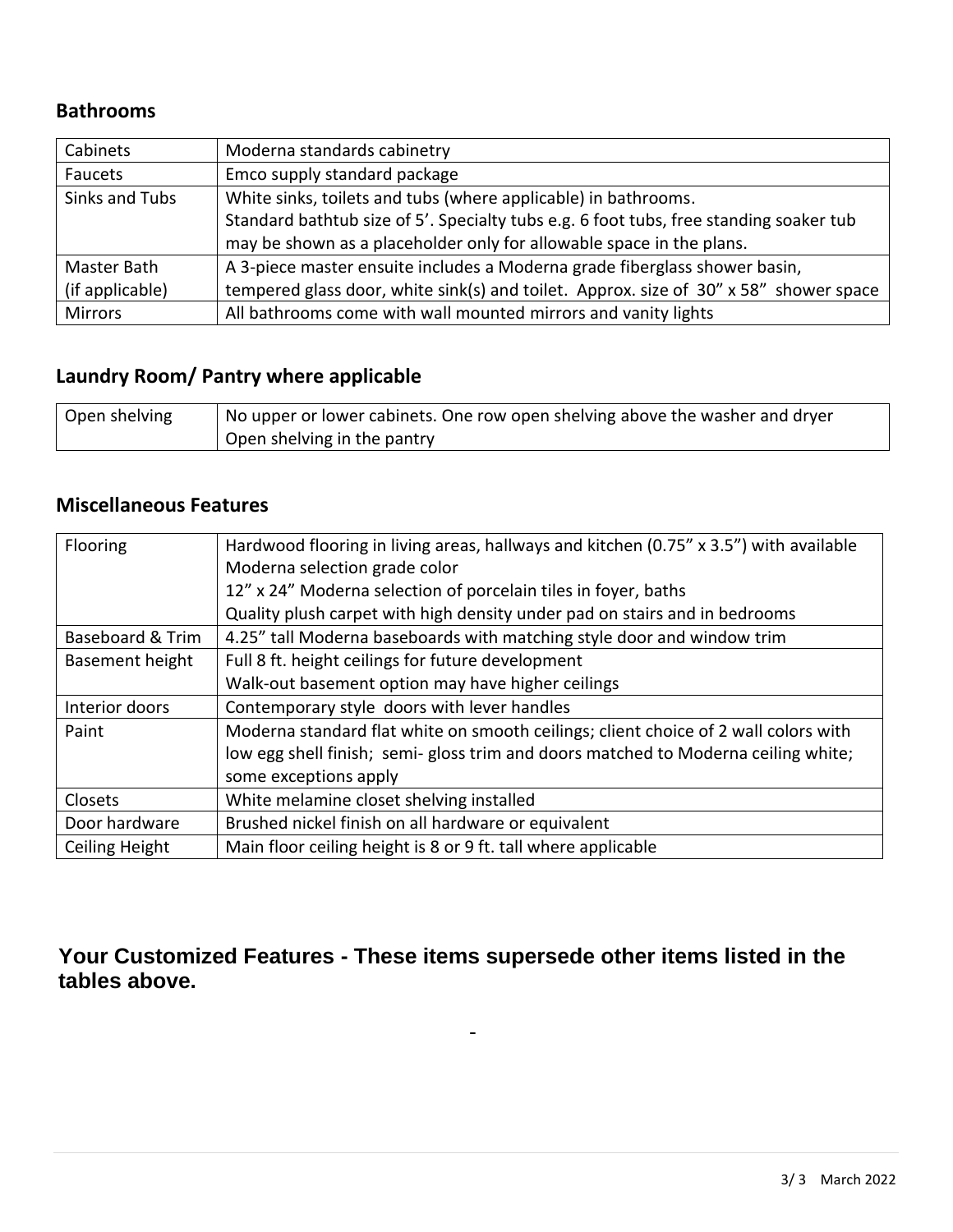## Bathrooms

| | |
|---|---|
| Cabinets | Moderna standards cabinetry |
| Faucets | Emco supply standard package |
| Sinks and Tubs | White sinks, toilets and tubs (where applicable) in bathrooms.<br>Standard bathtub size of 5'. Specialty tubs e.g. 6 foot tubs, free standing soaker tub may be shown as a placeholder only for allowable space in the plans. |
| Master Bath (if applicable) | A 3-piece master ensuite includes a Moderna grade fiberglass shower basin, tempered glass door, white sink(s) and toilet. Approx. size of 30" x 58" shower space |
| Mirrors | All bathrooms come with wall mounted mirrors and vanity lights |

## Laundry Room/ Pantry where applicable

| | |
|---|---|
| Open shelving | No upper or lower cabinets. One row open shelving above the washer and dryer<br>Open shelving in the pantry |

## Miscellaneous Features

| | |
|---|---|
| Flooring | Hardwood flooring in living areas, hallways and kitchen (0.75" x 3.5") with available Moderna selection grade color<br>12" x 24" Moderna selection of porcelain tiles in foyer, baths<br>Quality plush carpet with high density under pad on stairs and in bedrooms |
| Baseboard & Trim | 4.25" tall Moderna baseboards with matching style door and window trim |
| Basement height | Full 8 ft. height ceilings for future development<br>Walk-out basement option may have higher ceilings |
| Interior doors | Contemporary style doors with lever handles |
| Paint | Moderna standard flat white on smooth ceilings; client choice of 2 wall colors with low egg shell finish; semi- gloss trim and doors matched to Moderna ceiling white; some exceptions apply |
| Closets | White melamine closet shelving installed |
| Door hardware | Brushed nickel finish on all hardware or equivalent |
| Ceiling Height | Main floor ceiling height is 8 or 9 ft. tall where applicable |

## Your Customized Features - These items supersede other items listed in the tables above.

-

March 2022